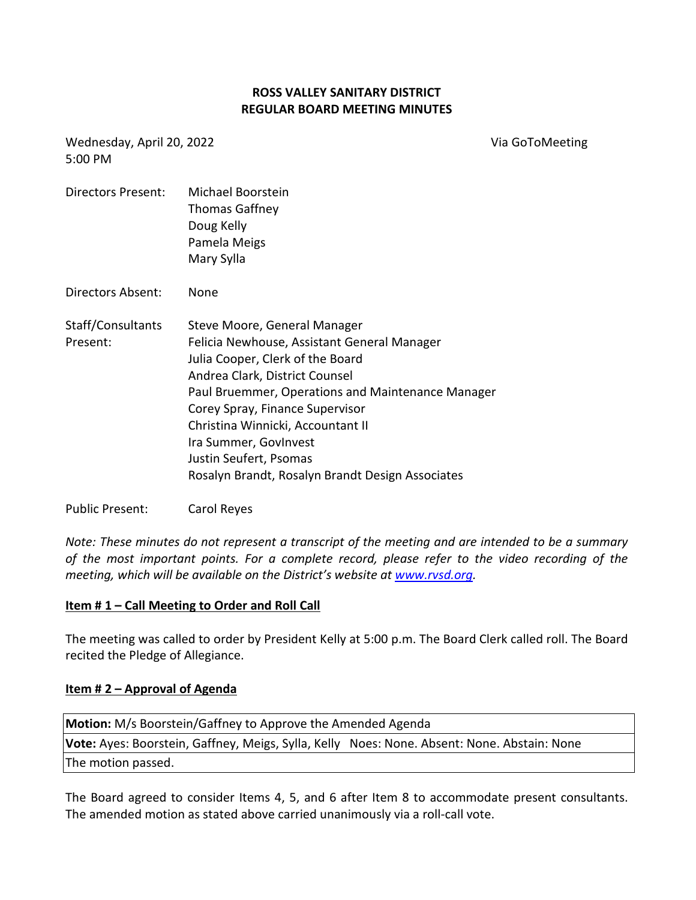# ROSS VALLEY SANITARY DISTRICT
## REGULAR BOARD MEETING MINUTES

Wednesday, April 20, 2022
5:00 PM

Via GoToMeeting

| | |
|---|---|
| Directors Present: | Michael Boorstein<br>Thomas Gaffney<br>Doug Kelly<br>Pamela Meigs<br>Mary Sylla |
| Directors Absent: | None |
| Staff/Consultants Present: | Steve Moore, General Manager<br>Felicia Newhouse, Assistant General Manager<br>Julia Cooper, Clerk of the Board<br>Andrea Clark, District Counsel<br>Paul Bruemmer, Operations and Maintenance Manager<br>Corey Spray, Finance Supervisor<br>Christina Winnicki, Accountant II<br>Ira Summer, GovInvest<br>Justin Seufert, Psomas<br>Rosalyn Brandt, Rosalyn Brandt Design Associates |
| Public Present: | Carol Reyes |

*Note: These minutes do not represent a transcript of the meeting and are intended to be a summary of the most important points. For a complete record, please refer to the video recording of the meeting, which will be available on the District's website at [www.rvsd.org](http://www.rvsd.org).*

**Item # 1 – Call Meeting to Order and Roll Call**

The meeting was called to order by President Kelly at 5:00 p.m. The Board Clerk called roll. The Board recited the Pledge of Allegiance.

**Item # 2 – Approval of Agenda**

| **Motion:** M/s Boorstein/Gaffney to Approve the Amended Agenda |
|---|
| **Vote:** Ayes: Boorstein, Gaffney, Meigs, Sylla, Kelly Noes: None. Absent: None. Abstain: None |
| The motion passed. |

The Board agreed to consider Items 4, 5, and 6 after Item 8 to accommodate present consultants. The amended motion as stated above carried unanimously via a roll-call vote.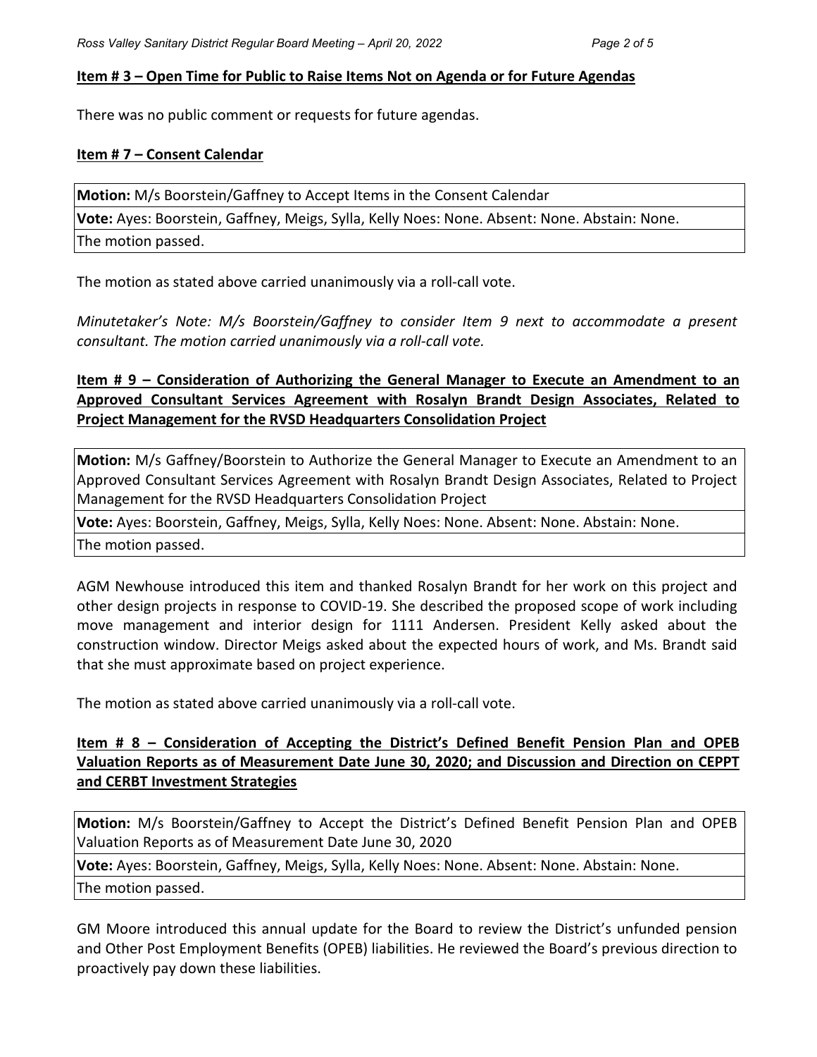**Item # 3 – Open Time for Public to Raise Items Not on Agenda or for Future Agendas**

There was no public comment or requests for future agendas.

**Item # 7 – Consent Calendar**

| **Motion:** M/s Boorstein/Gaffney to Accept Items in the Consent Calendar |
|---|
| **Vote:** Ayes: Boorstein, Gaffney, Meigs, Sylla, Kelly Noes: None. Absent: None. Abstain: None. |
| The motion passed. |

The motion as stated above carried unanimously via a roll-call vote.

*Minutetaker's Note: M/s Boorstein/Gaffney to consider Item 9 next to accommodate a present consultant. The motion carried unanimously via a roll-call vote.*

**Item # 9 – Consideration of Authorizing the General Manager to Execute an Amendment to an Approved Consultant Services Agreement with Rosalyn Brandt Design Associates, Related to Project Management for the RVSD Headquarters Consolidation Project**

| **Motion:** M/s Gaffney/Boorstein to Authorize the General Manager to Execute an Amendment to an Approved Consultant Services Agreement with Rosalyn Brandt Design Associates, Related to Project Management for the RVSD Headquarters Consolidation Project |
|---|
| **Vote:** Ayes: Boorstein, Gaffney, Meigs, Sylla, Kelly Noes: None. Absent: None. Abstain: None. |
| The motion passed. |

AGM Newhouse introduced this item and thanked Rosalyn Brandt for her work on this project and other design projects in response to COVID-19. She described the proposed scope of work including move management and interior design for 1111 Andersen. President Kelly asked about the construction window. Director Meigs asked about the expected hours of work, and Ms. Brandt said that she must approximate based on project experience.

The motion as stated above carried unanimously via a roll-call vote.

**Item # 8 – Consideration of Accepting the District's Defined Benefit Pension Plan and OPEB Valuation Reports as of Measurement Date June 30, 2020; and Discussion and Direction on CEPPT and CERBT Investment Strategies**

| **Motion:** M/s Boorstein/Gaffney to Accept the District's Defined Benefit Pension Plan and OPEB Valuation Reports as of Measurement Date June 30, 2020 |
|---|
| **Vote:** Ayes: Boorstein, Gaffney, Meigs, Sylla, Kelly Noes: None. Absent: None. Abstain: None. |
| The motion passed. |

GM Moore introduced this annual update for the Board to review the District's unfunded pension and Other Post Employment Benefits (OPEB) liabilities. He reviewed the Board's previous direction to proactively pay down these liabilities.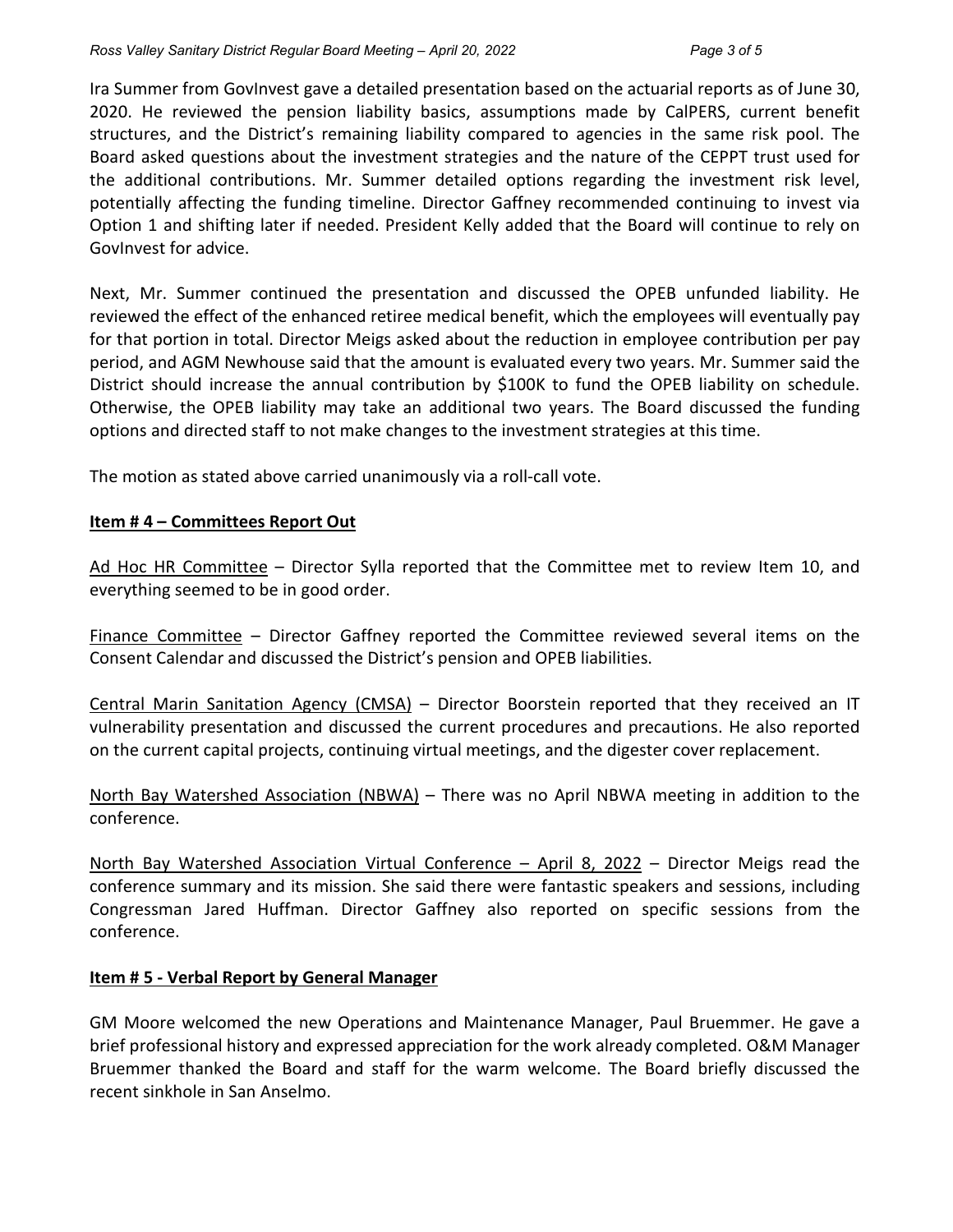Ira Summer from GovInvest gave a detailed presentation based on the actuarial reports as of June 30, 2020. He reviewed the pension liability basics, assumptions made by CalPERS, current benefit structures, and the District's remaining liability compared to agencies in the same risk pool. The Board asked questions about the investment strategies and the nature of the CEPPT trust used for the additional contributions. Mr. Summer detailed options regarding the investment risk level, potentially affecting the funding timeline. Director Gaffney recommended continuing to invest via Option 1 and shifting later if needed. President Kelly added that the Board will continue to rely on GovInvest for advice.

Next, Mr. Summer continued the presentation and discussed the OPEB unfunded liability. He reviewed the effect of the enhanced retiree medical benefit, which the employees will eventually pay for that portion in total. Director Meigs asked about the reduction in employee contribution per pay period, and AGM Newhouse said that the amount is evaluated every two years. Mr. Summer said the District should increase the annual contribution by $100K to fund the OPEB liability on schedule. Otherwise, the OPEB liability may take an additional two years. The Board discussed the funding options and directed staff to not make changes to the investment strategies at this time.

The motion as stated above carried unanimously via a roll-call vote.

**Item # 4 – Committees Report Out**

Ad Hoc HR Committee – Director Sylla reported that the Committee met to review Item 10, and everything seemed to be in good order.

Finance Committee – Director Gaffney reported the Committee reviewed several items on the Consent Calendar and discussed the District's pension and OPEB liabilities.

Central Marin Sanitation Agency (CMSA) – Director Boorstein reported that they received an IT vulnerability presentation and discussed the current procedures and precautions. He also reported on the current capital projects, continuing virtual meetings, and the digester cover replacement.

North Bay Watershed Association (NBWA) – There was no April NBWA meeting in addition to the conference.

North Bay Watershed Association Virtual Conference – April 8, 2022 – Director Meigs read the conference summary and its mission. She said there were fantastic speakers and sessions, including Congressman Jared Huffman. Director Gaffney also reported on specific sessions from the conference.

**Item # 5 - Verbal Report by General Manager**

GM Moore welcomed the new Operations and Maintenance Manager, Paul Bruemmer. He gave a brief professional history and expressed appreciation for the work already completed. O&M Manager Bruemmer thanked the Board and staff for the warm welcome. The Board briefly discussed the recent sinkhole in San Anselmo.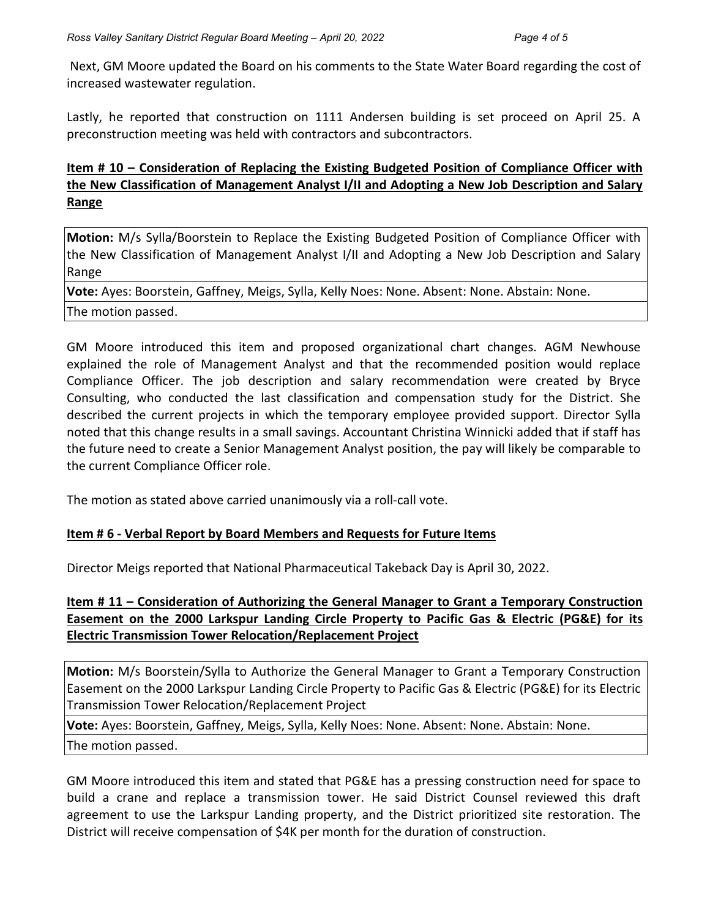Next, GM Moore updated the Board on his comments to the State Water Board regarding the cost of increased wastewater regulation.

Lastly, he reported that construction on 1111 Andersen building is set proceed on April 25. A preconstruction meeting was held with contractors and subcontractors.

## **Item # 10 – Consideration of Replacing the Existing Budgeted Position of Compliance Officer with the New Classification of Management Analyst I/II and Adopting a New Job Description and Salary Range**

| **Motion:** M/s Sylla/Boorstein to Replace the Existing Budgeted Position of Compliance Officer with the New Classification of Management Analyst I/II and Adopting a New Job Description and Salary Range |
|---|
| **Vote:** Ayes: Boorstein, Gaffney, Meigs, Sylla, Kelly Noes: None. Absent: None. Abstain: None. |
| The motion passed. |

GM Moore introduced this item and proposed organizational chart changes. AGM Newhouse explained the role of Management Analyst and that the recommended position would replace Compliance Officer. The job description and salary recommendation were created by Bryce Consulting, who conducted the last classification and compensation study for the District. She described the current projects in which the temporary employee provided support. Director Sylla noted that this change results in a small savings. Accountant Christina Winnicki added that if staff has the future need to create a Senior Management Analyst position, the pay will likely be comparable to the current Compliance Officer role.

The motion as stated above carried unanimously via a roll-call vote.

## **Item # 6 - Verbal Report by Board Members and Requests for Future Items**

Director Meigs reported that National Pharmaceutical Takeback Day is April 30, 2022.

## **Item # 11 – Consideration of Authorizing the General Manager to Grant a Temporary Construction Easement on the 2000 Larkspur Landing Circle Property to Pacific Gas & Electric (PG&E) for its Electric Transmission Tower Relocation/Replacement Project**

| **Motion:** M/s Boorstein/Sylla to Authorize the General Manager to Grant a Temporary Construction Easement on the 2000 Larkspur Landing Circle Property to Pacific Gas & Electric (PG&E) for its Electric Transmission Tower Relocation/Replacement Project |
|---|
| **Vote:** Ayes: Boorstein, Gaffney, Meigs, Sylla, Kelly Noes: None. Absent: None. Abstain: None. |
| The motion passed. |

GM Moore introduced this item and stated that PG&E has a pressing construction need for space to build a crane and replace a transmission tower. He said District Counsel reviewed this draft agreement to use the Larkspur Landing property, and the District prioritized site restoration. The District will receive compensation of $4K per month for the duration of construction.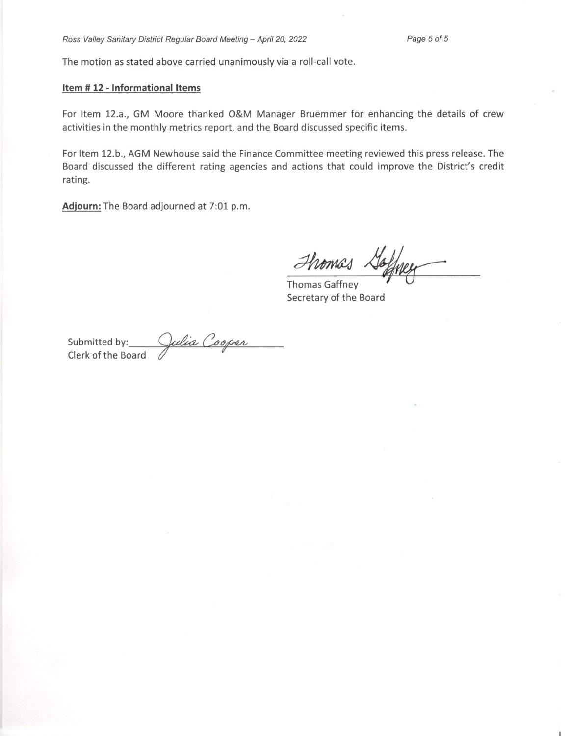The motion as stated above carried unanimously via a roll-call vote.

**Item # 12 - Informational Items**

For Item 12.a., GM Moore thanked O&M Manager Bruemmer for enhancing the details of crew activities in the monthly metrics report, and the Board discussed specific items.

For Item 12.b., AGM Newhouse said the Finance Committee meeting reviewed this press release. The Board discussed the different rating agencies and actions that could improve the District's credit rating.

**Adjourn:** The Board adjourned at 7:01 p.m.

Thomas Gaffney
Secretary of the Board

Submitted by: Julia Cooper
Clerk of the Board